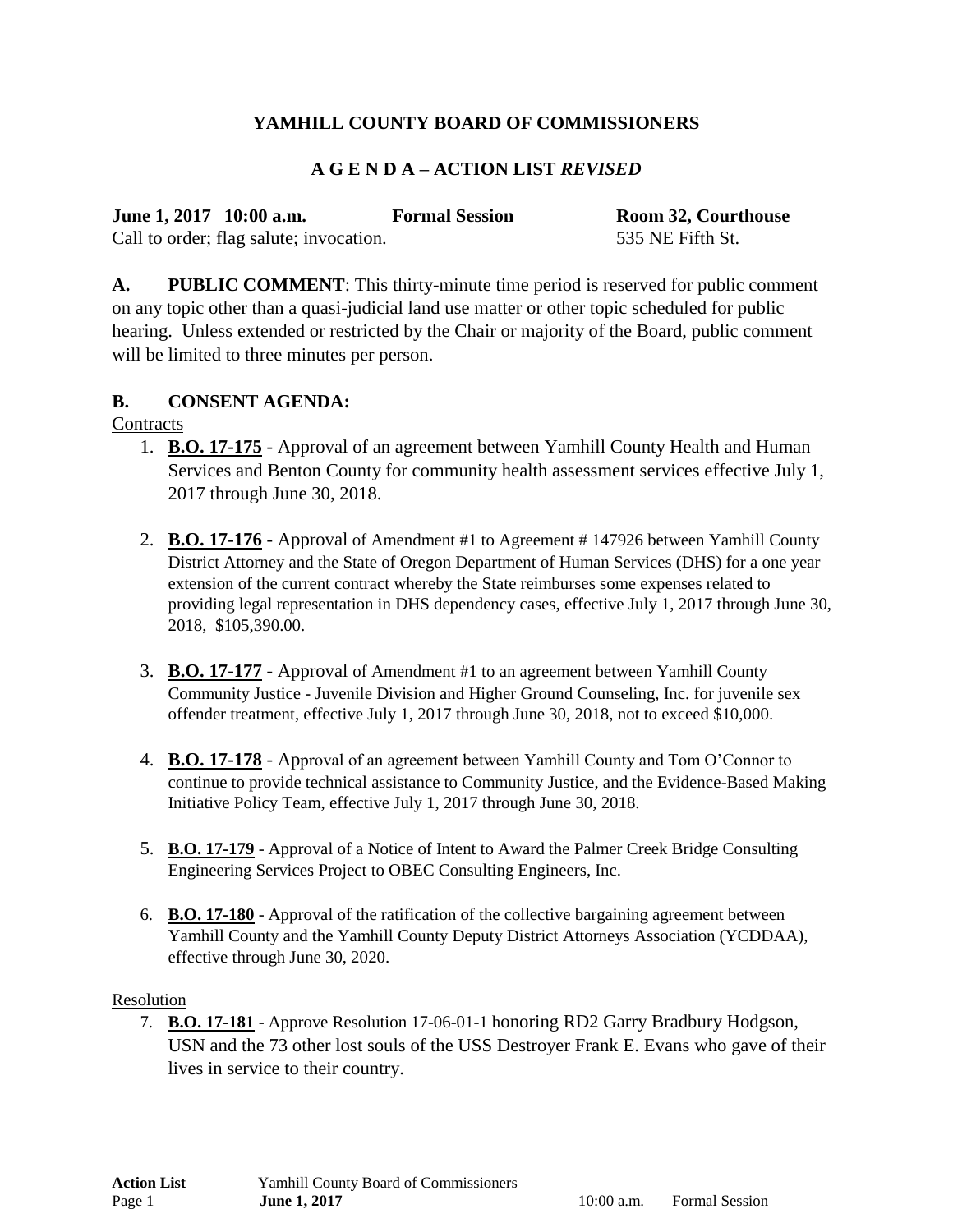# YAMHILL COUNTY BOARD OF COMMISSIONERS

## A G E N D A – ACTION LIST *REVISED*

**June 1, 2017 10:00 a.m.** **Formal Session** **Room 32, Courthouse**

Call to order; flag salute; invocation. 535 NE Fifth St.

**A. PUBLIC COMMENT**: This thirty-minute time period is reserved for public comment on any topic other than a quasi-judicial land use matter or other topic scheduled for public hearing. Unless extended or restricted by the Chair or majority of the Board, public comment will be limited to three minutes per person.

**B. CONSENT AGENDA:**

Contracts

1. **B.O. 17-175** - Approval of an agreement between Yamhill County Health and Human Services and Benton County for community health assessment services effective July 1, 2017 through June 30, 2018.

2. **B.O. 17-176** - Approval of Amendment #1 to Agreement # 147926 between Yamhill County District Attorney and the State of Oregon Department of Human Services (DHS) for a one year extension of the current contract whereby the State reimburses some expenses related to providing legal representation in DHS dependency cases, effective July 1, 2017 through June 30, 2018, $105,390.00.

3. **B.O. 17-177** - Approval of Amendment #1 to an agreement between Yamhill County Community Justice - Juvenile Division and Higher Ground Counseling, Inc. for juvenile sex offender treatment, effective July 1, 2017 through June 30, 2018, not to exceed $10,000.

4. **B.O. 17-178** - Approval of an agreement between Yamhill County and Tom O'Connor to continue to provide technical assistance to Community Justice, and the Evidence-Based Making Initiative Policy Team, effective July 1, 2017 through June 30, 2018.

5. **B.O. 17-179** - Approval of a Notice of Intent to Award the Palmer Creek Bridge Consulting Engineering Services Project to OBEC Consulting Engineers, Inc.

6. **B.O. 17-180** - Approval of the ratification of the collective bargaining agreement between Yamhill County and the Yamhill County Deputy District Attorneys Association (YCDDAA), effective through June 30, 2020.

Resolution

7. **B.O. 17-181** - Approve Resolution 17-06-01-1 honoring RD2 Garry Bradbury Hodgson, USN and the 73 other lost souls of the USS Destroyer Frank E. Evans who gave of their lives in service to their country.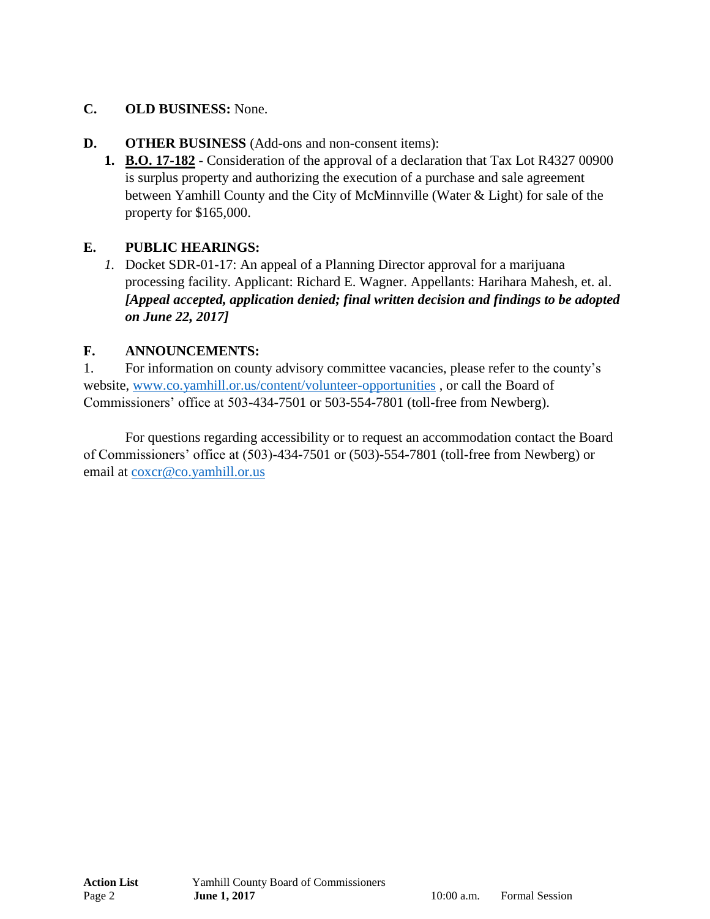**C.** **OLD BUSINESS:** None.

**D.** **OTHER BUSINESS** (Add-ons and non-consent items):

1. **B.O. 17-182** - Consideration of the approval of a declaration that Tax Lot R4327 00900 is surplus property and authorizing the execution of a purchase and sale agreement between Yamhill County and the City of McMinnville (Water & Light) for sale of the property for $165,000.

**E.** **PUBLIC HEARINGS:**

1. Docket SDR-01-17: An appeal of a Planning Director approval for a marijuana processing facility. Applicant: Richard E. Wagner. Appellants: Harihara Mahesh, et. al. ***[Appeal accepted, application denied; final written decision and findings to be adopted on June 22, 2017]***

**F.** **ANNOUNCEMENTS:**

1. For information on county advisory committee vacancies, please refer to the county's website, www.co.yamhill.or.us/content/volunteer-opportunities , or call the Board of Commissioners' office at 503-434-7501 or 503-554-7801 (toll-free from Newberg).

For questions regarding accessibility or to request an accommodation contact the Board of Commissioners' office at (503)-434-7501 or (503)-554-7801 (toll-free from Newberg) or email at coxcr@co.yamhill.or.us